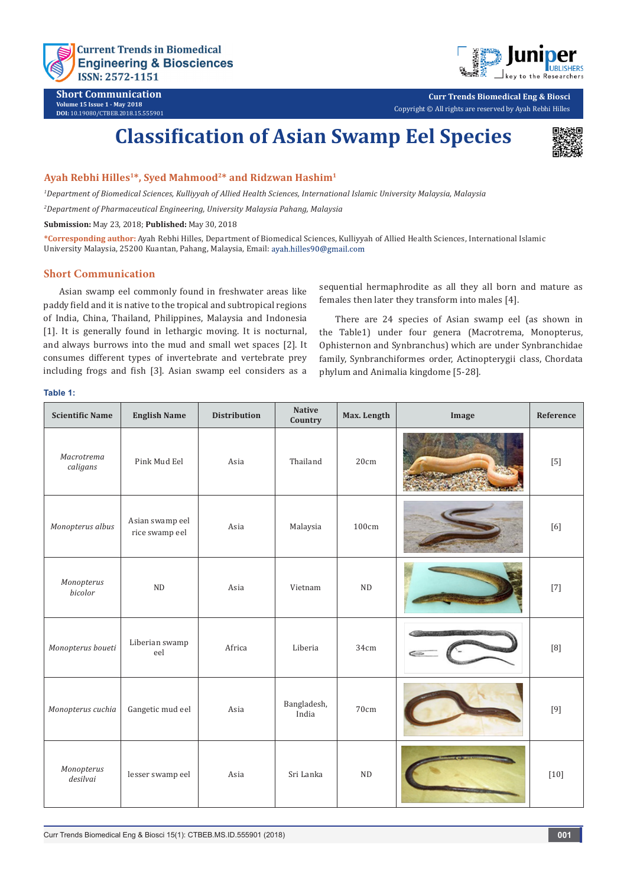# Classification of Asian Swamp Eel Species

**Ayah Rebhi Hilles[1]*, Syed Mahmood[2]* and Ridzwan Hashim[1]**

[1]*Department of Biomedical Sciences, Kulliyyah of Allied Health Sciences, International Islamic University Malaysia, Malaysia*

[2]*Department of Pharmaceutical Engineering, University Malaysia Pahang, Malaysia*

**Submission:** May 23, 2018; **Published:** May 30, 2018

***Corresponding author:** Ayah Rebhi Hilles, Department of Biomedical Sciences, Kulliyyah of Allied Health Sciences, International Islamic University Malaysia, 25200 Kuantan, Pahang, Malaysia, Email: ayah.hilles90@gmail.com

## Short Communication

Asian swamp eel commonly found in freshwater areas like paddy field and it is native to the tropical and subtropical regions of India, China, Thailand, Philippines, Malaysia and Indonesia [1]. It is generally found in lethargic moving. It is nocturnal, and always burrows into the mud and small wet spaces [2]. It consumes different types of invertebrate and vertebrate prey including frogs and fish [3]. Asian swamp eel considers as a sequential hermaphrodite as all they all born and mature as females then later they transform into males [4].

There are 24 species of Asian swamp eel (as shown in the Table1) under four genera (Macrotrema, Monopterus, Ophisternon and Synbranchus) which are under Synbranchidae family, Synbranchiformes order, Actinopterygii class, Chordata phylum and Animalia kingdome [5-28].

**Table 1:**

| Scientific Name | English Name | Distribution | Native Country | Max. Length | Image | Reference |
|---|---|---|---|---|---|---|
| *Macrotrema caligans* | Pink Mud Eel | Asia | Thailand | 20cm | | [5] |
| *Monopterus albus* | Asian swamp eel rice swamp eel | Asia | Malaysia | 100cm | | [6] |
| *Monopterus bicolor* | ND | Asia | Vietnam | ND | | [7] |
| *Monopterus boueti* | Liberian swamp eel | Africa | Liberia | 34cm | | [8] |
| *Monopterus cuchia* | Gangetic mud eel | Asia | Bangladesh, India | 70cm | | [9] |
| *Monopterus desilvai* | lesser swamp eel | Asia | Sri Lanka | ND | | [10] |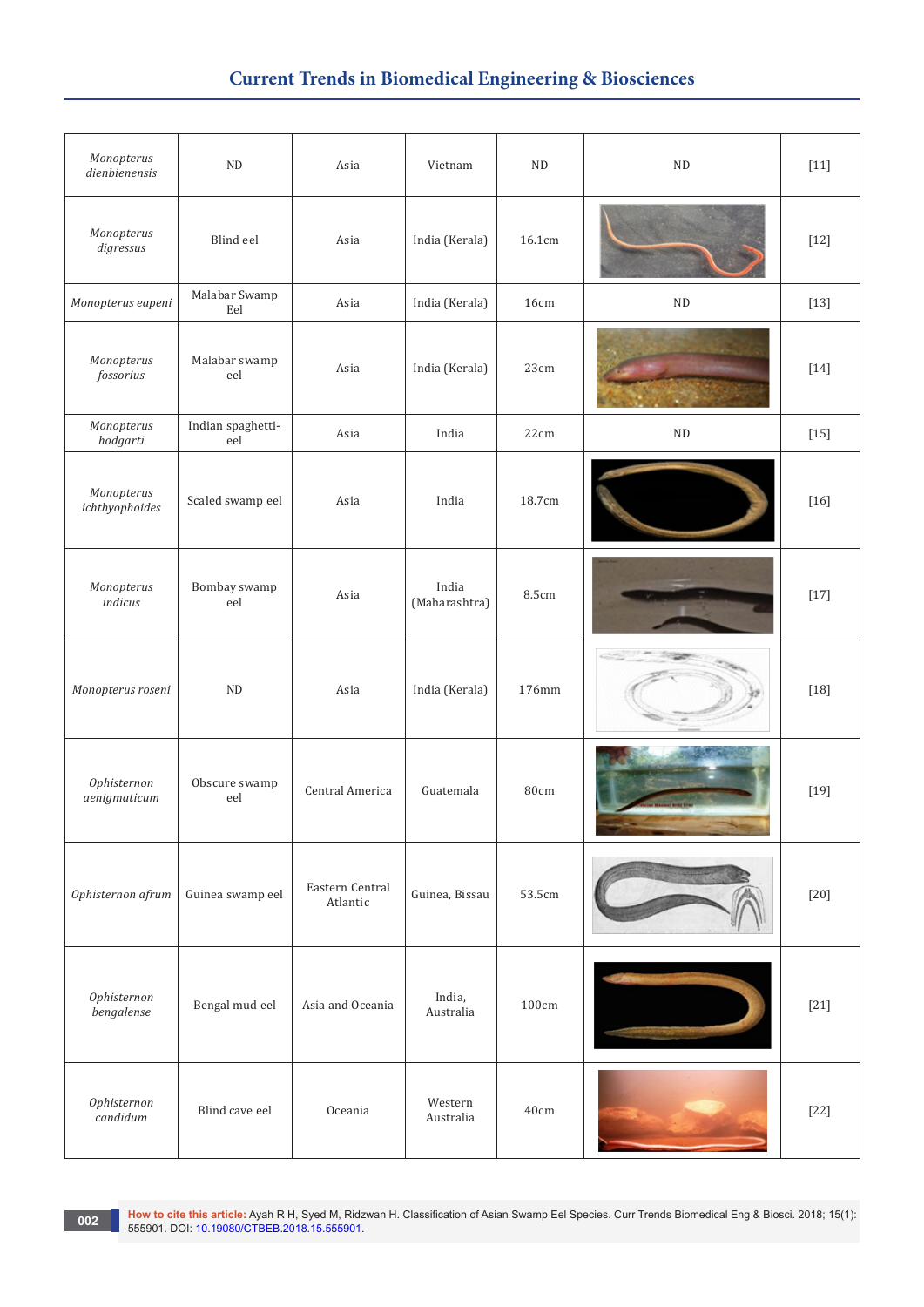| | | | | | | |
|---|---|---|---|---|---|---|
| *Monopterus dienbienensis* | ND | Asia | Vietnam | ND | ND | [11] |
| *Monopterus digressus* | Blind eel | Asia | India (Kerala) | 16.1cm | | [12] |
| *Monopterus eapeni* | Malabar Swamp Eel | Asia | India (Kerala) | 16cm | ND | [13] |
| *Monopterus fossorius* | Malabar swamp eel | Asia | India (Kerala) | 23cm | | [14] |
| *Monopterus hodgarti* | Indian spaghetti-eel | Asia | India | 22cm | ND | [15] |
| *Monopterus ichthyophoides* | Scaled swamp eel | Asia | India | 18.7cm | | [16] |
| *Monopterus indicus* | Bombay swamp eel | Asia | India (Maharashtra) | 8.5cm | | [17] |
| *Monopterus roseni* | ND | Asia | India (Kerala) | 176mm | | [18] |
| *Ophisternon aenigmaticum* | Obscure swamp eel | Central America | Guatemala | 80cm | | [19] |
| *Ophisternon afrum* | Guinea swamp eel | Eastern Central Atlantic | Guinea, Bissau | 53.5cm | | [20] |
| *Ophisternon bengalense* | Bengal mud eel | Asia and Oceania | India, Australia | 100cm | | [21] |
| *Ophisternon candidum* | Blind cave eel | Oceania | Western Australia | 40cm | | [22] |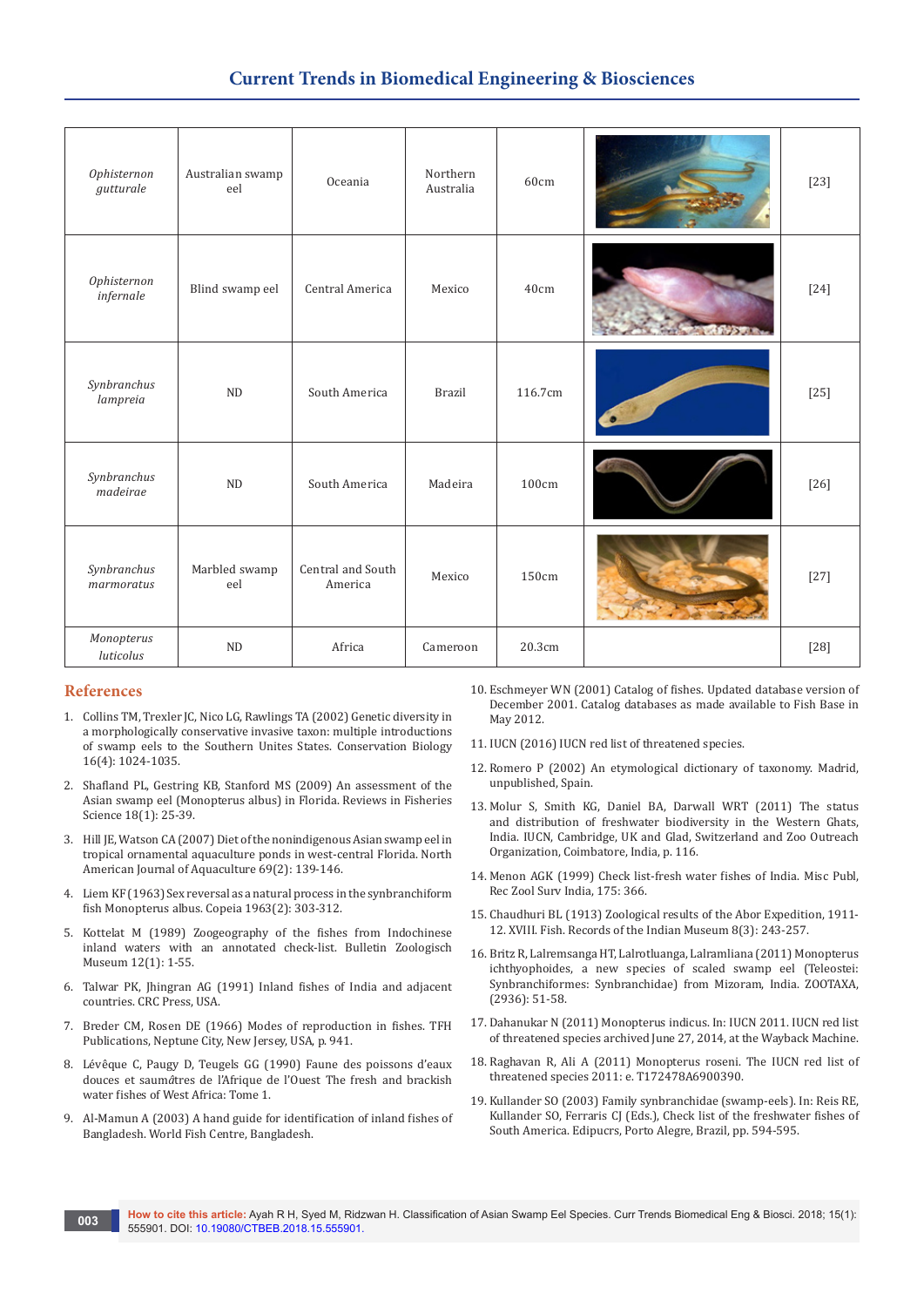| *Ophisternon gutturale* | Australian swamp eel | Oceania | Northern Australia | 60cm | | [23] |
|---|---|---|---|---|---|---|
| *Ophisternon infernale* | Blind swamp eel | Central America | Mexico | 40cm | | [24] |
| *Synbranchus lampreia* | ND | South America | Brazil | 116.7cm | | [25] |
| *Synbranchus madeirae* | ND | South America | Madeira | 100cm | | [26] |
| *Synbranchus marmoratus* | Marbled swamp eel | Central and South America | Mexico | 150cm | | [27] |
| *Monopterus luticolus* | ND | Africa | Cameroon | 20.3cm | | [28] |

## References

1. Collins TM, Trexler JC, Nico LG, Rawlings TA (2002) Genetic diversity in a morphologically conservative invasive taxon: multiple introductions of swamp eels to the Southern Unites States. Conservation Biology 16(4): 1024-1035.
2. Shafland PL, Gestring KB, Stanford MS (2009) An assessment of the Asian swamp eel (Monopterus albus) in Florida. Reviews in Fisheries Science 18(1): 25-39.
3. Hill JE, Watson CA (2007) Diet of the nonindigenous Asian swamp eel in tropical ornamental aquaculture ponds in west-central Florida. North American Journal of Aquaculture 69(2): 139-146.
4. Liem KF (1963) Sex reversal as a natural process in the synbranchiform fish Monopterus albus. Copeia 1963(2): 303-312.
5. Kottelat M (1989) Zoogeography of the fishes from Indochinese inland waters with an annotated check-list. Bulletin Zoologisch Museum 12(1): 1-55.
6. Talwar PK, Jhingran AG (1991) Inland fishes of India and adjacent countries. CRC Press, USA.
7. Breder CM, Rosen DE (1966) Modes of reproduction in fishes. TFH Publications, Neptune City, New Jersey, USA, p. 941.
8. Lévêque C, Paugy D, Teugels GG (1990) Faune des poissons d'eaux douces et saumâtres de l'Afrique de l'Ouest The fresh and brackish water fishes of West Africa: Tome 1.
9. Al-Mamun A (2003) A hand guide for identification of inland fishes of Bangladesh. World Fish Centre, Bangladesh.
10. Eschmeyer WN (2001) Catalog of fishes. Updated database version of December 2001. Catalog databases as made available to Fish Base in May 2012.
11. IUCN (2016) IUCN red list of threatened species.
12. Romero P (2002) An etymological dictionary of taxonomy. Madrid, unpublished, Spain.
13. Molur S, Smith KG, Daniel BA, Darwall WRT (2011) The status and distribution of freshwater biodiversity in the Western Ghats, India. IUCN, Cambridge, UK and Glad, Switzerland and Zoo Outreach Organization, Coimbatore, India, p. 116.
14. Menon AGK (1999) Check list-fresh water fishes of India. Misc Publ, Rec Zool Surv India, 175: 366.
15. Chaudhuri BL (1913) Zoological results of the Abor Expedition, 1911-12. XVIII. Fish. Records of the Indian Museum 8(3): 243-257.
16. Britz R, Lalremsanga HT, Lalrotluanga, Lalramliana (2011) Monopterus ichthyophoides, a new species of scaled swamp eel (Teleostei: Synbranchiformes: Synbranchidae) from Mizoram, India. ZOOTAXA, (2936): 51-58.
17. Dahanukar N (2011) Monopterus indicus. In: IUCN 2011. IUCN red list of threatened species archived June 27, 2014, at the Wayback Machine.
18. Raghavan R, Ali A (2011) Monopterus roseni. The IUCN red list of threatened species 2011: e. T172478A6900390.
19. Kullander SO (2003) Family synbranchidae (swamp-eels). In: Reis RE, Kullander SO, Ferraris CJ (Eds.), Check list of the freshwater fishes of South America. Edipucrs, Porto Alegre, Brazil, pp. 594-595.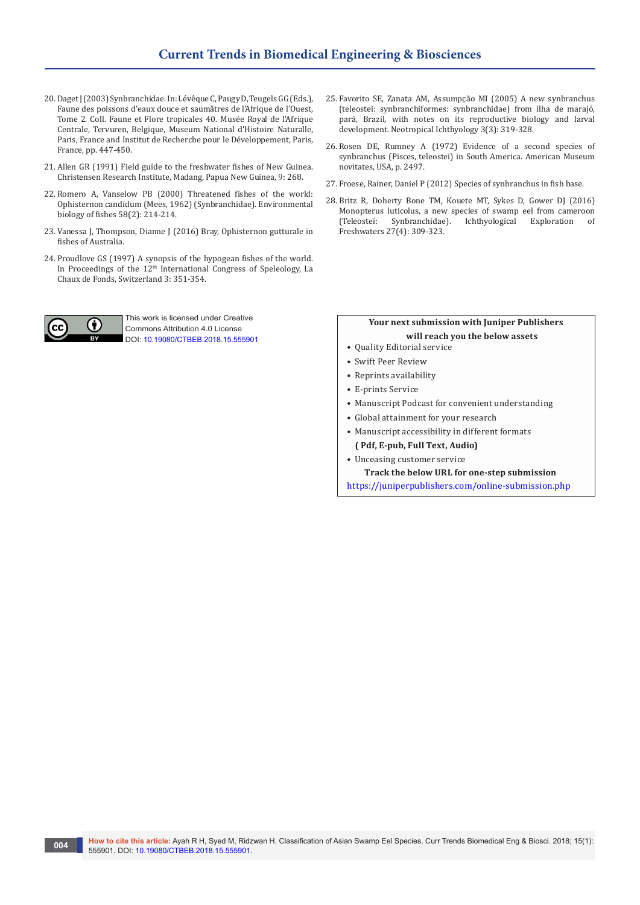20. Daget J (2003) Synbranchidae. In: Lévêque C, Paugy D, Teugels GG (Eds.), Faune des poissons d'eaux douce et saumâtres de l'Afrique de l'Ouest, Tome 2. Coll. Faune et Flore tropicales 40. Musée Royal de l'Afrique Centrale, Tervuren, Belgique, Museum National d'Histoire Naturalle, Paris, France and Institut de Recherche pour le Développement, Paris, France, pp. 447-450.

21. Allen GR (1991) Field guide to the freshwater fishes of New Guinea. Christensen Research Institute, Madang, Papua New Guinea, 9: 268.

22. Romero A, Vanselow PB (2000) Threatened fishes of the world: Ophisternon candidum (Mees, 1962) (Synbranchidae). Environmental biology of fishes 58(2): 214-214.

23. Vanessa J, Thompson, Dianne J (2016) Bray, Ophisternon gutturale in fishes of Australia.

24. Proudlove GS (1997) A synopsis of the hypogean fishes of the world. In Proceedings of the 12th International Congress of Speleology, La Chaux de Fonds, Switzerland 3: 351-354.

25. Favorito SE, Zanata AM, Assumpção MI (2005) A new synbranchus (teleostei: synbranchiformes: synbranchidae) from ilha de marajó, pará, Brazil, with notes on its reproductive biology and larval development. Neotropical Ichthyology 3(3): 319-328.

26. Rosen DE, Rumney A (1972) Evidence of a second species of synbranchus (Pisces, teleostei) in South America. American Museum novitates, USA, p. 2497.

27. Froese, Rainer, Daniel P (2012) Species of synbranchus in fish base.

28. Britz R, Doherty Bone TM, Kouete MT, Sykes D, Gower DJ (2016) Monopterus luticolus, a new species of swamp eel from cameroon (Teleostei: Synbranchidae). Ichthyological Exploration of Freshwaters 27(4): 309-323.

This work is licensed under Creative Commons Attribution 4.0 License
DOI: 10.19080/CTBEB.2018.15.555901

**Your next submission with Juniper Publishers will reach you the below assets**

- Quality Editorial service
- Swift Peer Review
- Reprints availability
- E-prints Service
- Manuscript Podcast for convenient understanding
- Global attainment for your research
- Manuscript accessibility in different formats
  **( Pdf, E-pub, Full Text, Audio)**
- Unceasing customer service

**Track the below URL for one-step submission**
https://juniperpublishers.com/online-submission.php